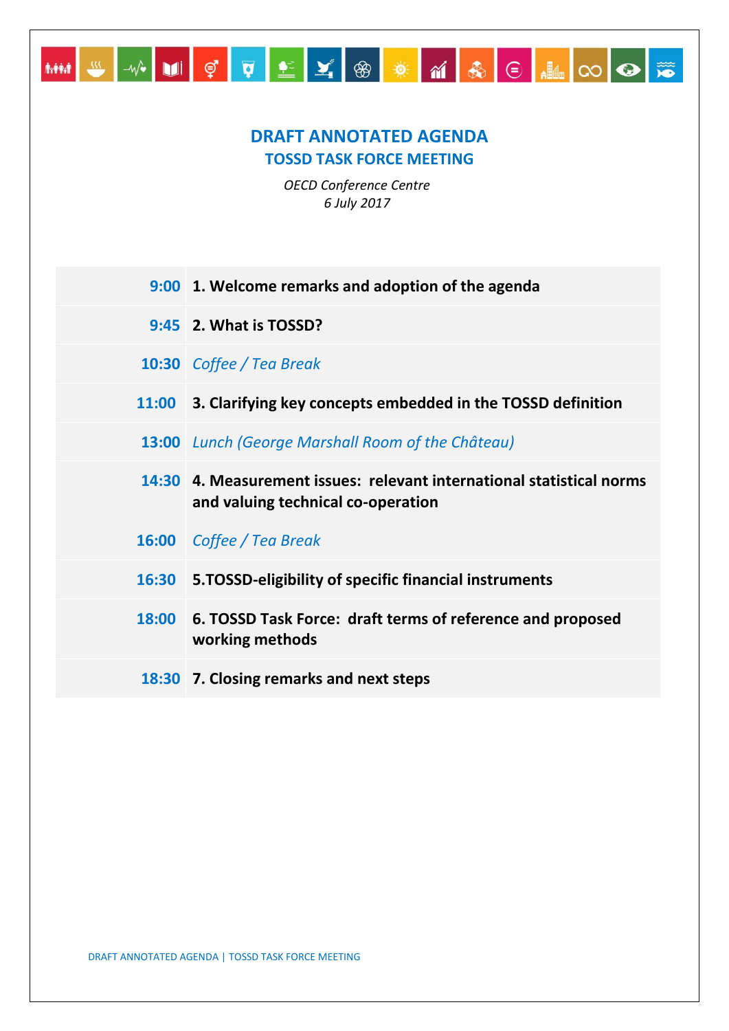# DRAFT ANNOTATED AGENDA
## TOSSD TASK FORCE MEETING

*OECD Conference Centre*
*6 July 2017*

| | |
|---|---|
| **9:00** | **1. Welcome remarks and adoption of the agenda** |
| **9:45** | **2. What is TOSSD?** |
| **10:30** | *Coffee / Tea Break* |
| **11:00** | **3. Clarifying key concepts embedded in the TOSSD definition** |
| **13:00** | *Lunch (George Marshall Room of the Château)* |
| **14:30** | **4. Measurement issues: relevant international statistical norms and valuing technical co-operation** |
| **16:00** | *Coffee / Tea Break* |
| **16:30** | **5.TOSSD-eligibility of specific financial instruments** |
| **18:00** | **6. TOSSD Task Force: draft terms of reference and proposed working methods** |
| **18:30** | **7. Closing remarks and next steps** |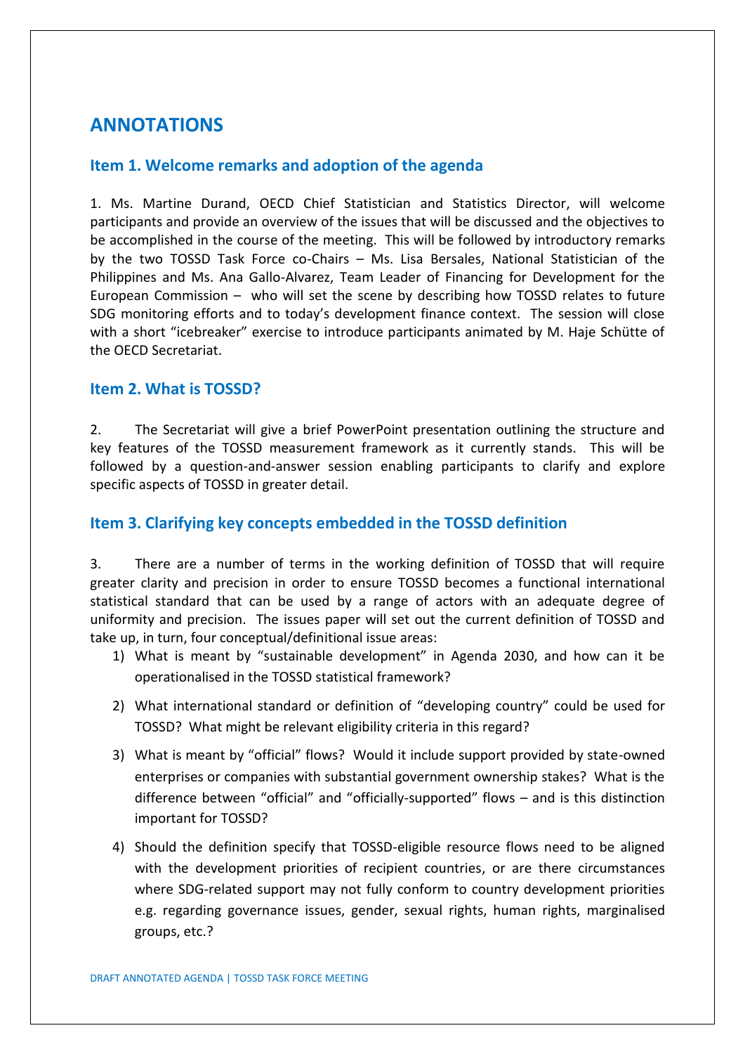# ANNOTATIONS

## Item 1. Welcome remarks and adoption of the agenda

1. Ms. Martine Durand, OECD Chief Statistician and Statistics Director, will welcome participants and provide an overview of the issues that will be discussed and the objectives to be accomplished in the course of the meeting. This will be followed by introductory remarks by the two TOSSD Task Force co-Chairs – Ms. Lisa Bersales, National Statistician of the Philippines and Ms. Ana Gallo-Alvarez, Team Leader of Financing for Development for the European Commission – who will set the scene by describing how TOSSD relates to future SDG monitoring efforts and to today's development finance context. The session will close with a short "icebreaker" exercise to introduce participants animated by M. Haje Schütte of the OECD Secretariat.

## Item 2. What is TOSSD?

2. The Secretariat will give a brief PowerPoint presentation outlining the structure and key features of the TOSSD measurement framework as it currently stands. This will be followed by a question-and-answer session enabling participants to clarify and explore specific aspects of TOSSD in greater detail.

## Item 3. Clarifying key concepts embedded in the TOSSD definition

3. There are a number of terms in the working definition of TOSSD that will require greater clarity and precision in order to ensure TOSSD becomes a functional international statistical standard that can be used by a range of actors with an adequate degree of uniformity and precision. The issues paper will set out the current definition of TOSSD and take up, in turn, four conceptual/definitional issue areas:

1) What is meant by "sustainable development" in Agenda 2030, and how can it be operationalised in the TOSSD statistical framework?

2) What international standard or definition of "developing country" could be used for TOSSD? What might be relevant eligibility criteria in this regard?

3) What is meant by "official" flows? Would it include support provided by state-owned enterprises or companies with substantial government ownership stakes? What is the difference between "official" and "officially-supported" flows – and is this distinction important for TOSSD?

4) Should the definition specify that TOSSD-eligible resource flows need to be aligned with the development priorities of recipient countries, or are there circumstances where SDG-related support may not fully conform to country development priorities e.g. regarding governance issues, gender, sexual rights, human rights, marginalised groups, etc.?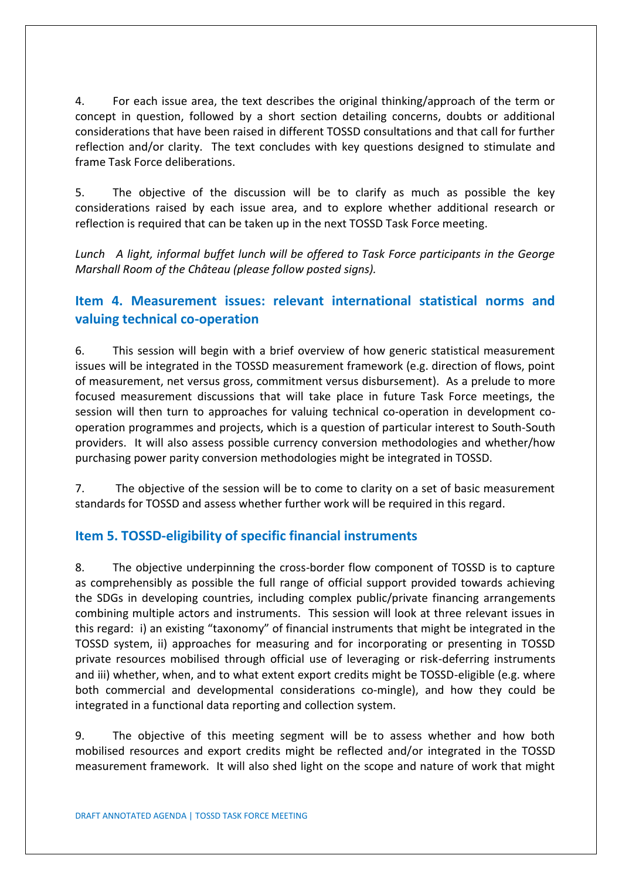4. For each issue area, the text describes the original thinking/approach of the term or concept in question, followed by a short section detailing concerns, doubts or additional considerations that have been raised in different TOSSD consultations and that call for further reflection and/or clarity. The text concludes with key questions designed to stimulate and frame Task Force deliberations.

5. The objective of the discussion will be to clarify as much as possible the key considerations raised by each issue area, and to explore whether additional research or reflection is required that can be taken up in the next TOSSD Task Force meeting.

*Lunch A light, informal buffet lunch will be offered to Task Force participants in the George Marshall Room of the Château (please follow posted signs).*

## Item 4. Measurement issues: relevant international statistical norms and valuing technical co-operation

6. This session will begin with a brief overview of how generic statistical measurement issues will be integrated in the TOSSD measurement framework (e.g. direction of flows, point of measurement, net versus gross, commitment versus disbursement). As a prelude to more focused measurement discussions that will take place in future Task Force meetings, the session will then turn to approaches for valuing technical co-operation in development co-operation programmes and projects, which is a question of particular interest to South-South providers. It will also assess possible currency conversion methodologies and whether/how purchasing power parity conversion methodologies might be integrated in TOSSD.

7. The objective of the session will be to come to clarity on a set of basic measurement standards for TOSSD and assess whether further work will be required in this regard.

## Item 5. TOSSD-eligibility of specific financial instruments

8. The objective underpinning the cross-border flow component of TOSSD is to capture as comprehensibly as possible the full range of official support provided towards achieving the SDGs in developing countries, including complex public/private financing arrangements combining multiple actors and instruments. This session will look at three relevant issues in this regard: i) an existing "taxonomy" of financial instruments that might be integrated in the TOSSD system, ii) approaches for measuring and for incorporating or presenting in TOSSD private resources mobilised through official use of leveraging or risk-deferring instruments and iii) whether, when, and to what extent export credits might be TOSSD-eligible (e.g. where both commercial and developmental considerations co-mingle), and how they could be integrated in a functional data reporting and collection system.

9. The objective of this meeting segment will be to assess whether and how both mobilised resources and export credits might be reflected and/or integrated in the TOSSD measurement framework. It will also shed light on the scope and nature of work that might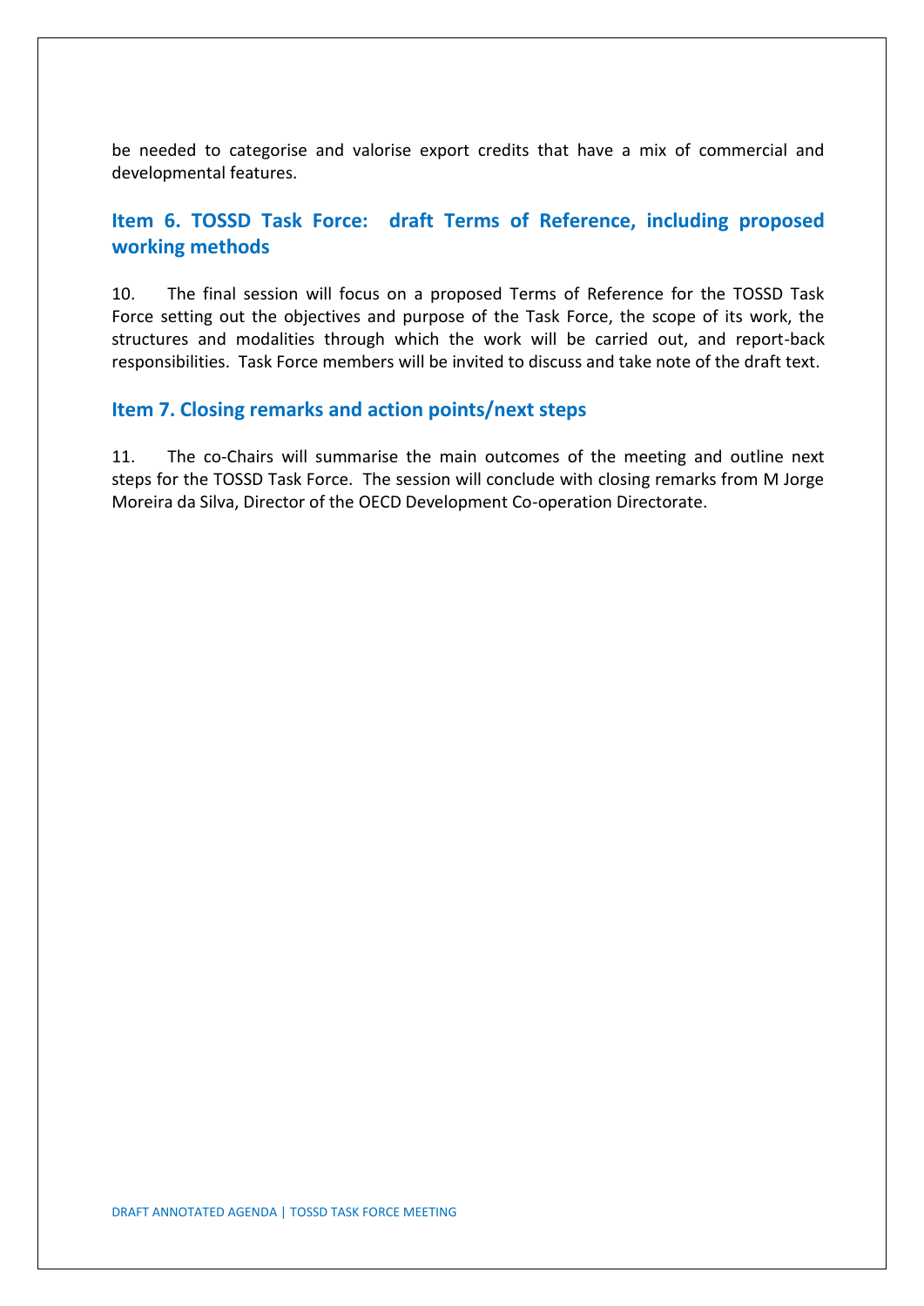be needed to categorise and valorise export credits that have a mix of commercial and developmental features.

## Item 6. TOSSD Task Force: draft Terms of Reference, including proposed working methods

10. The final session will focus on a proposed Terms of Reference for the TOSSD Task Force setting out the objectives and purpose of the Task Force, the scope of its work, the structures and modalities through which the work will be carried out, and report-back responsibilities. Task Force members will be invited to discuss and take note of the draft text.

## Item 7. Closing remarks and action points/next steps

11. The co-Chairs will summarise the main outcomes of the meeting and outline next steps for the TOSSD Task Force. The session will conclude with closing remarks from M Jorge Moreira da Silva, Director of the OECD Development Co-operation Directorate.